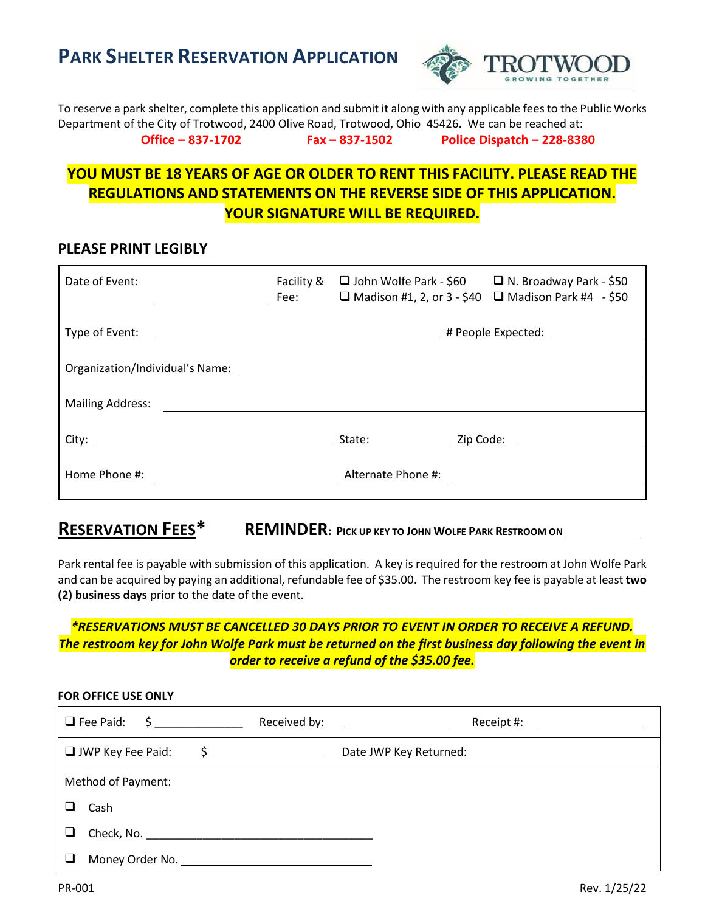# PARK SHELTER RESERVATION APPLICATION

TROTWOOD
GROWING TOGETHER

To reserve a park shelter, complete this application and submit it along with any applicable fees to the Public Works Department of the City of Trotwood, 2400 Olive Road, Trotwood, Ohio 45426. We can be reached at:

**Office – 837-1702** **Fax – 837-1502** **Police Dispatch – 228-8380**

**YOU MUST BE 18 YEARS OF AGE OR OLDER TO RENT THIS FACILITY. PLEASE READ THE REGULATIONS AND STATEMENTS ON THE REVERSE SIDE OF THIS APPLICATION. YOUR SIGNATURE WILL BE REQUIRED.**

**PLEASE PRINT LEGIBLY**

| | | | |
|---|---|---|---|
| Date of Event: ______ | Facility & Fee: | ☐ John Wolfe Park - $60<br>☐ Madison #1, 2, or 3 - $40 | ☐ N. Broadway Park - $50<br>☐ Madison Park #4 - $50 |
| Type of Event: ______ | | # People Expected: ______ | |
| Organization/Individual's Name: ______ | | | |
| Mailing Address: ______ | | | |
| City: ______ | | State: ______ | Zip Code: ______ |
| Home Phone #: ______ | | Alternate Phone #: ______ | |

## RESERVATION FEES*

**REMINDER: PICK UP KEY TO JOHN WOLFE PARK RESTROOM ON ______**

Park rental fee is payable with submission of this application. A key is required for the restroom at John Wolfe Park and can be acquired by paying an additional, refundable fee of $35.00. The restroom key fee is payable at least **two (2) business days** prior to the date of the event.

***RESERVATIONS MUST BE CANCELLED 30 DAYS PRIOR TO EVENT IN ORDER TO RECEIVE A REFUND. The restroom key for John Wolfe Park must be returned on the first business day following the event in order to receive a refund of the $35.00 fee.***

**FOR OFFICE USE ONLY**

| | | |
|---|---|---|
| ☐ Fee Paid: $______ | Received by: ______ | Receipt #: ______ |
| ☐ JWP Key Fee Paid: $______ | Date JWP Key Returned: | |
| Method of Payment: | | |
| ☐ Cash | | |
| ☐ Check, No. ______ | | |
| ☐ Money Order No. ______ | | |

PR-001 Rev. 1/25/22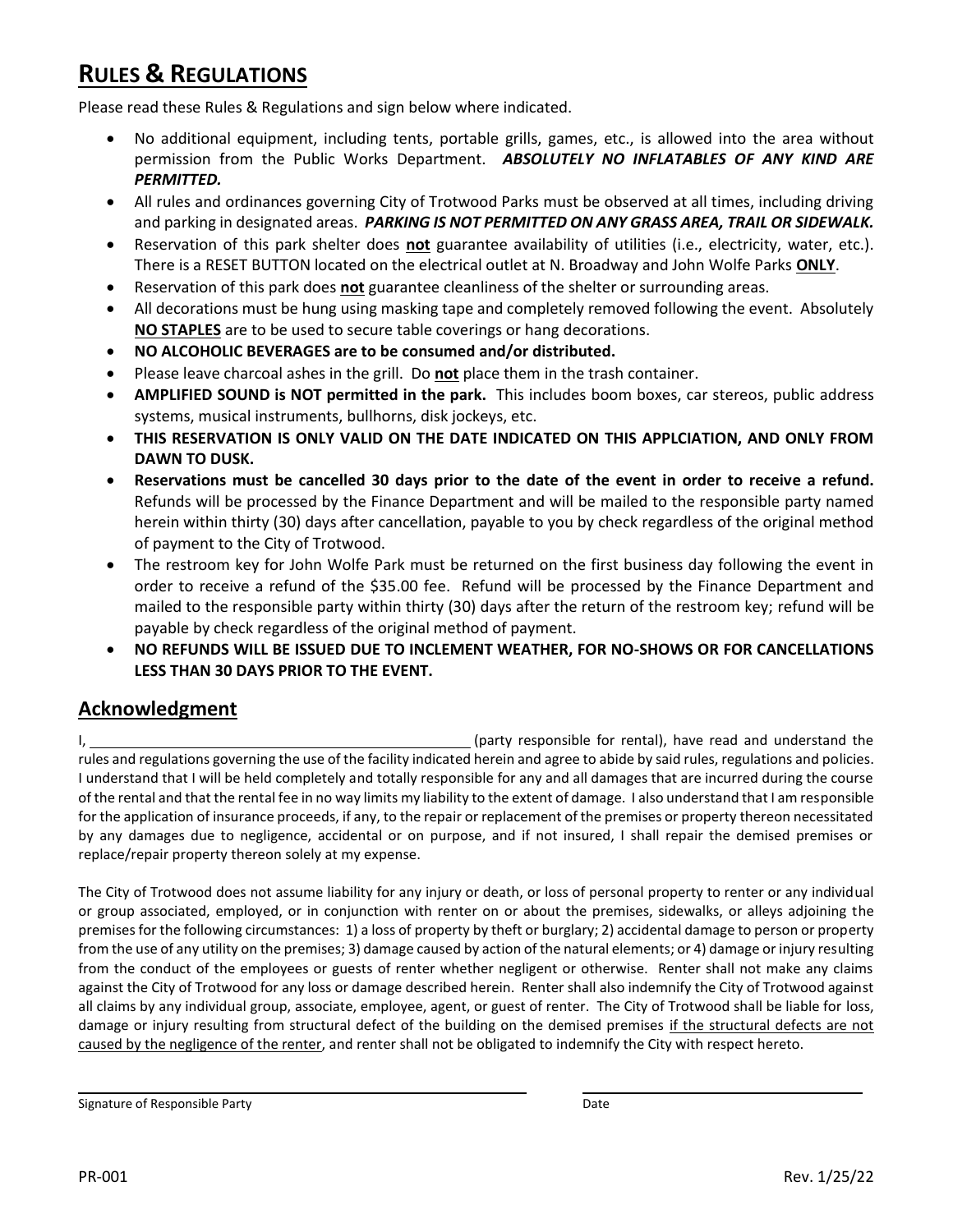# RULES & REGULATIONS

Please read these Rules & Regulations and sign below where indicated.

- No additional equipment, including tents, portable grills, games, etc., is allowed into the area without permission from the Public Works Department. ***ABSOLUTELY NO INFLATABLES OF ANY KIND ARE PERMITTED.***
- All rules and ordinances governing City of Trotwood Parks must be observed at all times, including driving and parking in designated areas. ***PARKING IS NOT PERMITTED ON ANY GRASS AREA, TRAIL OR SIDEWALK.***
- Reservation of this park shelter does **not** guarantee availability of utilities (i.e., electricity, water, etc.). There is a RESET BUTTON located on the electrical outlet at N. Broadway and John Wolfe Parks **ONLY**.
- Reservation of this park does **not** guarantee cleanliness of the shelter or surrounding areas.
- All decorations must be hung using masking tape and completely removed following the event. Absolutely **NO STAPLES** are to be used to secure table coverings or hang decorations.
- **NO ALCOHOLIC BEVERAGES are to be consumed and/or distributed.**
- Please leave charcoal ashes in the grill. Do **not** place them in the trash container.
- **AMPLIFIED SOUND is NOT permitted in the park.** This includes boom boxes, car stereos, public address systems, musical instruments, bullhorns, disk jockeys, etc.
- **THIS RESERVATION IS ONLY VALID ON THE DATE INDICATED ON THIS APPLCIATION, AND ONLY FROM DAWN TO DUSK.**
- **Reservations must be cancelled 30 days prior to the date of the event in order to receive a refund.** Refunds will be processed by the Finance Department and will be mailed to the responsible party named herein within thirty (30) days after cancellation, payable to you by check regardless of the original method of payment to the City of Trotwood.
- The restroom key for John Wolfe Park must be returned on the first business day following the event in order to receive a refund of the $35.00 fee. Refund will be processed by the Finance Department and mailed to the responsible party within thirty (30) days after the return of the restroom key; refund will be payable by check regardless of the original method of payment.
- **NO REFUNDS WILL BE ISSUED DUE TO INCLEMENT WEATHER, FOR NO-SHOWS OR FOR CANCELLATIONS LESS THAN 30 DAYS PRIOR TO THE EVENT.**

## Acknowledgment

I, ________________________________________ (party responsible for rental), have read and understand the rules and regulations governing the use of the facility indicated herein and agree to abide by said rules, regulations and policies. I understand that I will be held completely and totally responsible for any and all damages that are incurred during the course of the rental and that the rental fee in no way limits my liability to the extent of damage. I also understand that I am responsible for the application of insurance proceeds, if any, to the repair or replacement of the premises or property thereon necessitated by any damages due to negligence, accidental or on purpose, and if not insured, I shall repair the demised premises or replace/repair property thereon solely at my expense.

The City of Trotwood does not assume liability for any injury or death, or loss of personal property to renter or any individual or group associated, employed, or in conjunction with renter on or about the premises, sidewalks, or alleys adjoining the premises for the following circumstances: 1) a loss of property by theft or burglary; 2) accidental damage to person or property from the use of any utility on the premises; 3) damage caused by action of the natural elements; or 4) damage or injury resulting from the conduct of the employees or guests of renter whether negligent or otherwise. Renter shall not make any claims against the City of Trotwood for any loss or damage described herein. Renter shall also indemnify the City of Trotwood against all claims by any individual group, associate, employee, agent, or guest of renter. The City of Trotwood shall be liable for loss, damage or injury resulting from structural defect of the building on the demised premises <u>if the structural defects are not caused by the negligence of the renter</u>, and renter shall not be obligated to indemnify the City with respect hereto.

________________________________________  ____________________

Signature of Responsible Party  Date

PR-001  Rev. 1/25/22